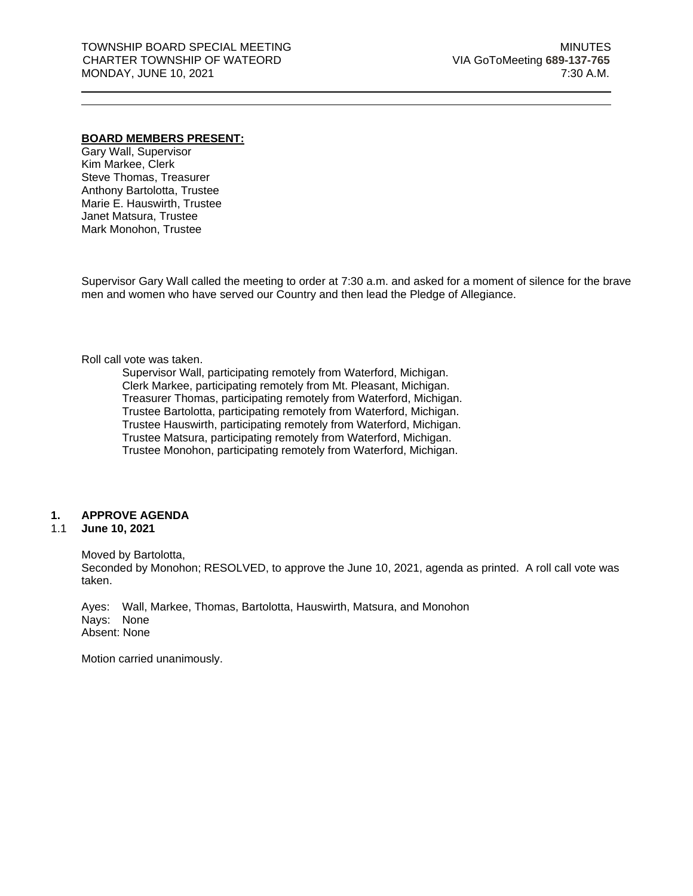TOWNSHIP BOARD SPECIAL MEETING | MINUTES
CHARTER TOWNSHIP OF WATEORD | VIA GoToMeeting **689-137-765**
MONDAY, JUNE 10, 2021 | 7:30 A.M.

---

**BOARD MEMBERS PRESENT:**

Gary Wall, Supervisor
Kim Markee, Clerk
Steve Thomas, Treasurer
Anthony Bartolotta, Trustee
Marie E. Hauswirth, Trustee
Janet Matsura, Trustee
Mark Monohon, Trustee

Supervisor Gary Wall called the meeting to order at 7:30 a.m. and asked for a moment of silence for the brave men and women who have served our Country and then lead the Pledge of Allegiance.

Roll call vote was taken.

Supervisor Wall, participating remotely from Waterford, Michigan.
Clerk Markee, participating remotely from Mt. Pleasant, Michigan.
Treasurer Thomas, participating remotely from Waterford, Michigan.
Trustee Bartolotta, participating remotely from Waterford, Michigan.
Trustee Hauswirth, participating remotely from Waterford, Michigan.
Trustee Matsura, participating remotely from Waterford, Michigan.
Trustee Monohon, participating remotely from Waterford, Michigan.

## 1. APPROVE AGENDA

### 1.1 June 10, 2021

Moved by Bartolotta,
Seconded by Monohon; RESOLVED, to approve the June 10, 2021, agenda as printed. A roll call vote was taken.

Ayes: Wall, Markee, Thomas, Bartolotta, Hauswirth, Matsura, and Monohon
Nays: None
Absent: None

Motion carried unanimously.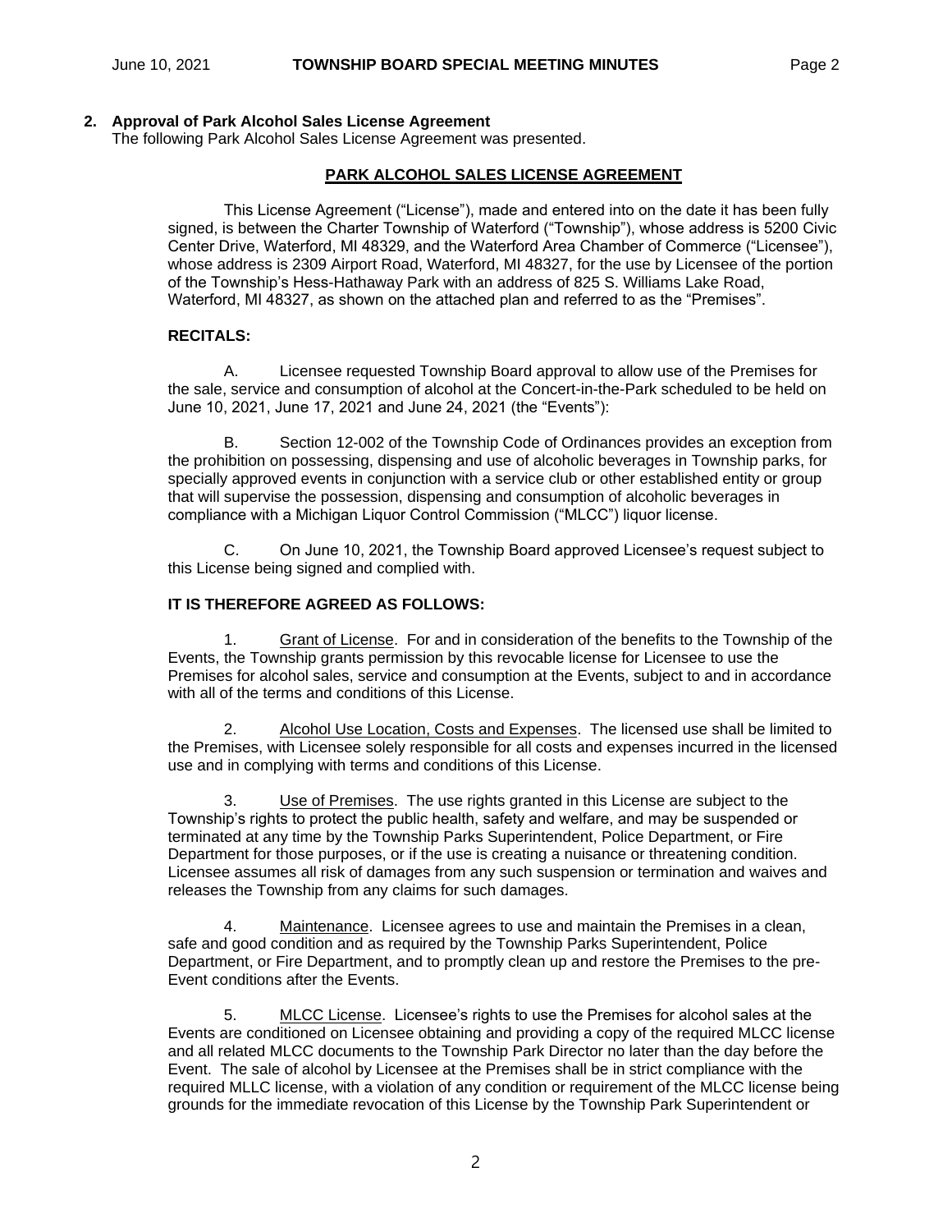**2. Approval of Park Alcohol Sales License Agreement**

The following Park Alcohol Sales License Agreement was presented.

**PARK ALCOHOL SALES LICENSE AGREEMENT**

This License Agreement ("License"), made and entered into on the date it has been fully signed, is between the Charter Township of Waterford ("Township"), whose address is 5200 Civic Center Drive, Waterford, MI 48329, and the Waterford Area Chamber of Commerce ("Licensee"), whose address is 2309 Airport Road, Waterford, MI 48327, for the use by Licensee of the portion of the Township's Hess-Hathaway Park with an address of 825 S. Williams Lake Road, Waterford, MI 48327, as shown on the attached plan and referred to as the "Premises".

**RECITALS:**

A. Licensee requested Township Board approval to allow use of the Premises for the sale, service and consumption of alcohol at the Concert-in-the-Park scheduled to be held on June 10, 2021, June 17, 2021 and June 24, 2021 (the "Events"):

B. Section 12-002 of the Township Code of Ordinances provides an exception from the prohibition on possessing, dispensing and use of alcoholic beverages in Township parks, for specially approved events in conjunction with a service club or other established entity or group that will supervise the possession, dispensing and consumption of alcoholic beverages in compliance with a Michigan Liquor Control Commission ("MLCC") liquor license.

C. On June 10, 2021, the Township Board approved Licensee's request subject to this License being signed and complied with.

**IT IS THEREFORE AGREED AS FOLLOWS:**

1. Grant of License. For and in consideration of the benefits to the Township of the Events, the Township grants permission by this revocable license for Licensee to use the Premises for alcohol sales, service and consumption at the Events, subject to and in accordance with all of the terms and conditions of this License.

2. Alcohol Use Location, Costs and Expenses. The licensed use shall be limited to the Premises, with Licensee solely responsible for all costs and expenses incurred in the licensed use and in complying with terms and conditions of this License.

3. Use of Premises. The use rights granted in this License are subject to the Township's rights to protect the public health, safety and welfare, and may be suspended or terminated at any time by the Township Parks Superintendent, Police Department, or Fire Department for those purposes, or if the use is creating a nuisance or threatening condition. Licensee assumes all risk of damages from any such suspension or termination and waives and releases the Township from any claims for such damages.

4. Maintenance. Licensee agrees to use and maintain the Premises in a clean, safe and good condition and as required by the Township Parks Superintendent, Police Department, or Fire Department, and to promptly clean up and restore the Premises to the pre-Event conditions after the Events.

5. MLCC License. Licensee's rights to use the Premises for alcohol sales at the Events are conditioned on Licensee obtaining and providing a copy of the required MLCC license and all related MLCC documents to the Township Park Director no later than the day before the Event. The sale of alcohol by Licensee at the Premises shall be in strict compliance with the required MLLC license, with a violation of any condition or requirement of the MLCC license being grounds for the immediate revocation of this License by the Township Park Superintendent or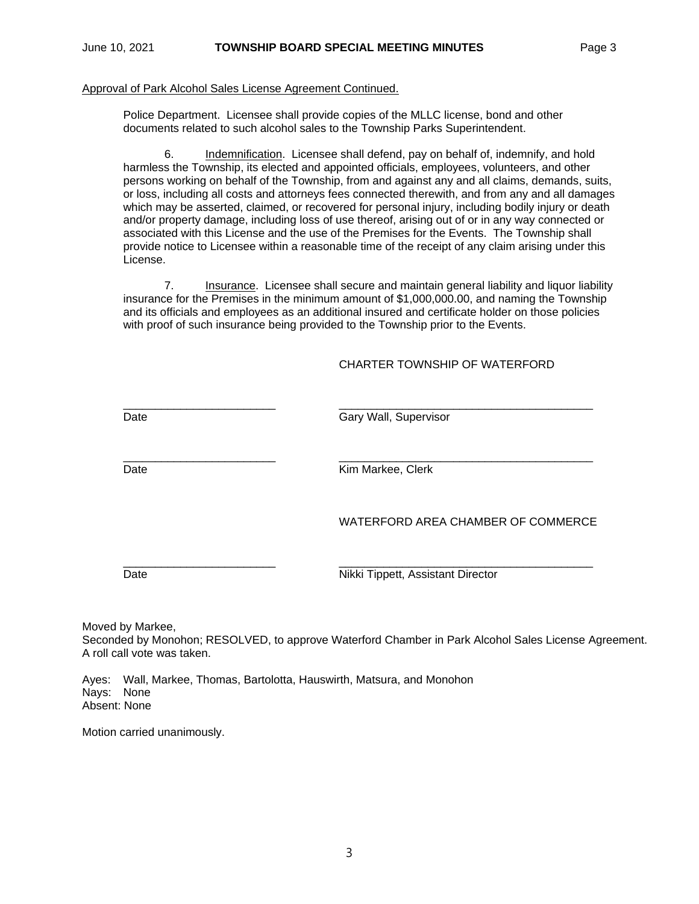Approval of Park Alcohol Sales License Agreement Continued.

Police Department. Licensee shall provide copies of the MLLC license, bond and other documents related to such alcohol sales to the Township Parks Superintendent.

6. Indemnification. Licensee shall defend, pay on behalf of, indemnify, and hold harmless the Township, its elected and appointed officials, employees, volunteers, and other persons working on behalf of the Township, from and against any and all claims, demands, suits, or loss, including all costs and attorneys fees connected therewith, and from any and all damages which may be asserted, claimed, or recovered for personal injury, including bodily injury or death and/or property damage, including loss of use thereof, arising out of or in any way connected or associated with this License and the use of the Premises for the Events. The Township shall provide notice to Licensee within a reasonable time of the receipt of any claim arising under this License.

7. Insurance. Licensee shall secure and maintain general liability and liquor liability insurance for the Premises in the minimum amount of $1,000,000.00, and naming the Township and its officials and employees as an additional insured and certificate holder on those policies with proof of such insurance being provided to the Township prior to the Events.

CHARTER TOWNSHIP OF WATERFORD

________________________ ________________________________________
Date Gary Wall, Supervisor

________________________ ________________________________________
Date Kim Markee, Clerk

WATERFORD AREA CHAMBER OF COMMERCE

________________________ ________________________________________
Date Nikki Tippett, Assistant Director

Moved by Markee,
Seconded by Monohon; RESOLVED, to approve Waterford Chamber in Park Alcohol Sales License Agreement. A roll call vote was taken.

Ayes: Wall, Markee, Thomas, Bartolotta, Hauswirth, Matsura, and Monohon
Nays: None
Absent: None

Motion carried unanimously.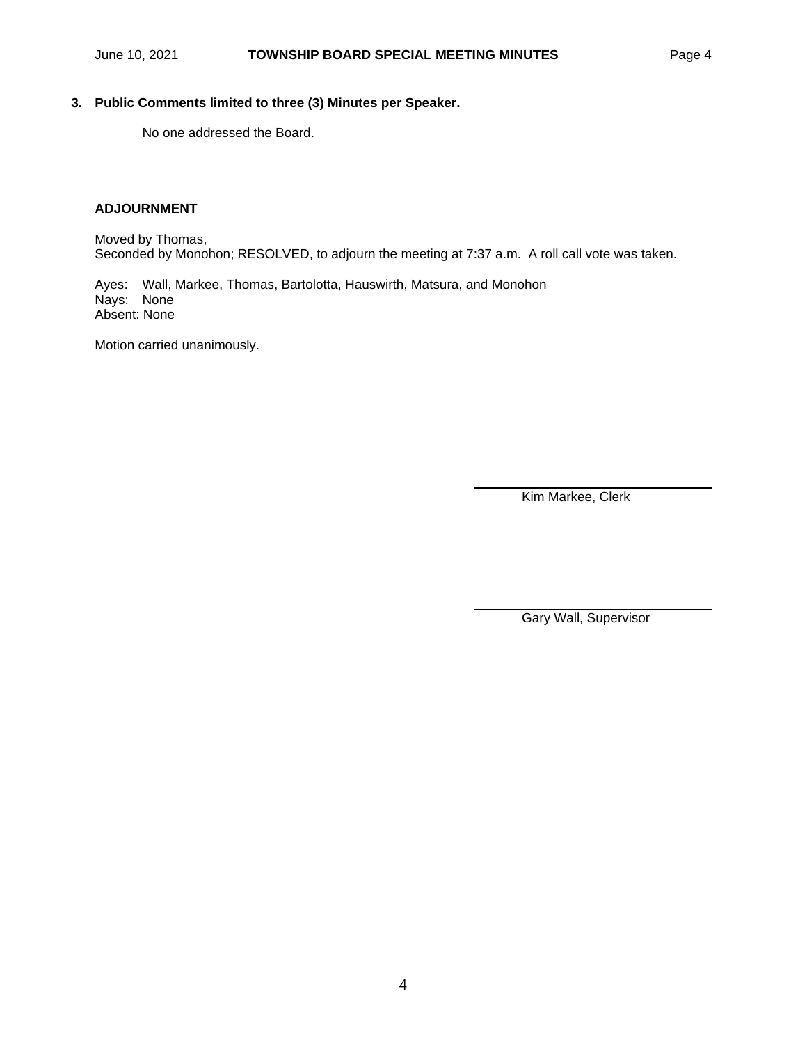**3. Public Comments limited to three (3) Minutes per Speaker.**

No one addressed the Board.

**ADJOURNMENT**

Moved by Thomas,
Seconded by Monohon; RESOLVED, to adjourn the meeting at 7:37 a.m. A roll call vote was taken.

Ayes: Wall, Markee, Thomas, Bartolotta, Hauswirth, Matsura, and Monohon
Nays: None
Absent: None

Motion carried unanimously.

Kim Markee, Clerk

Gary Wall, Supervisor